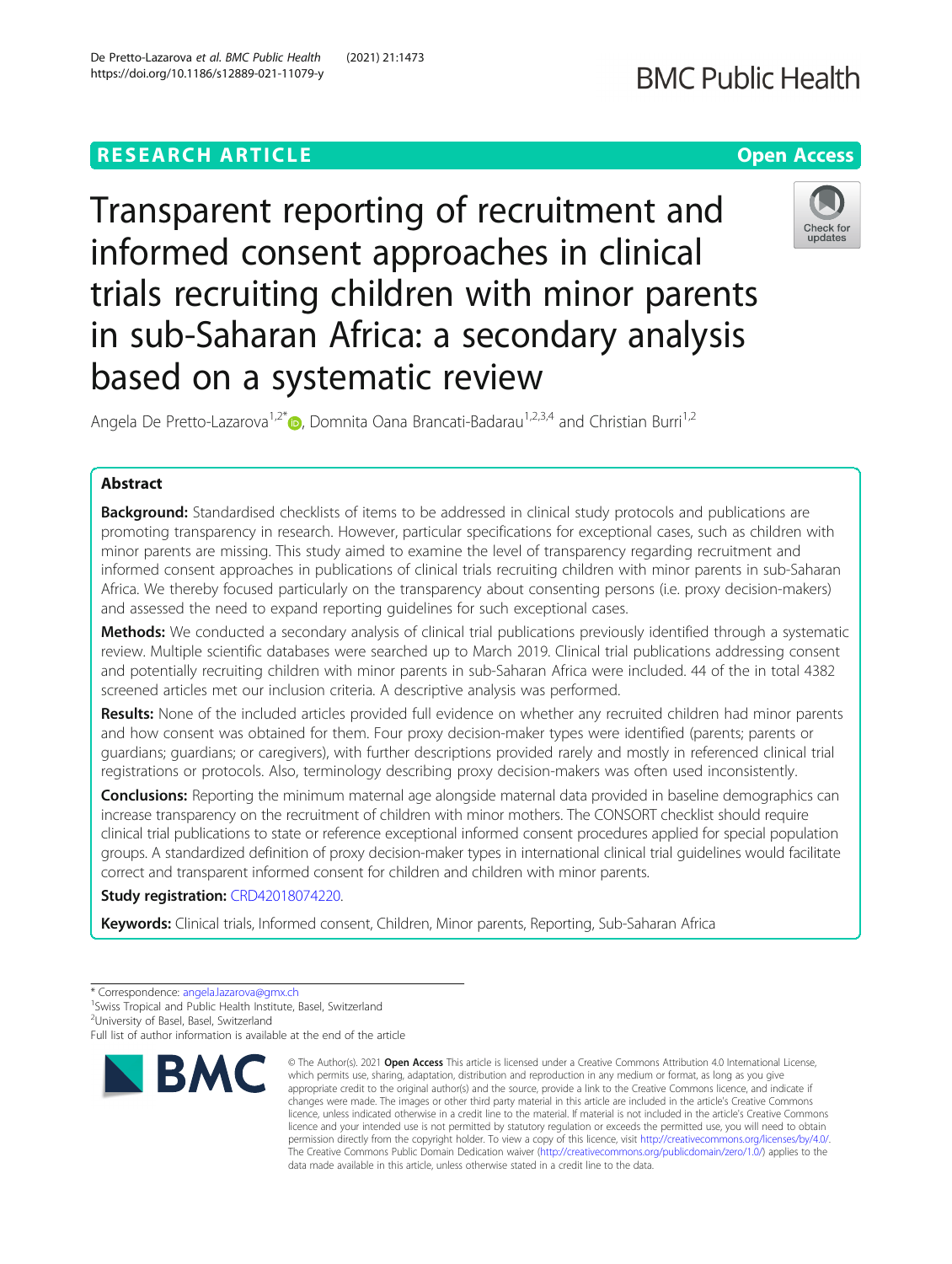RESEARCH ARTICLE

Open Access

# Transparent reporting of recruitment and informed consent approaches in clinical trials recruiting children with minor parents in sub-Saharan Africa: a secondary analysis based on a systematic review

Angela De Pretto-Lazarova[1,2*], Domnita Oana Brancati-Badarau[1,2,3,4] and Christian Burri[1,2]

## Abstract

**Background:** Standardised checklists of items to be addressed in clinical study protocols and publications are promoting transparency in research. However, particular specifications for exceptional cases, such as children with minor parents are missing. This study aimed to examine the level of transparency regarding recruitment and informed consent approaches in publications of clinical trials recruiting children with minor parents in sub-Saharan Africa. We thereby focused particularly on the transparency about consenting persons (i.e. proxy decision-makers) and assessed the need to expand reporting guidelines for such exceptional cases.

**Methods:** We conducted a secondary analysis of clinical trial publications previously identified through a systematic review. Multiple scientific databases were searched up to March 2019. Clinical trial publications addressing consent and potentially recruiting children with minor parents in sub-Saharan Africa were included. 44 of the in total 4382 screened articles met our inclusion criteria. A descriptive analysis was performed.

**Results:** None of the included articles provided full evidence on whether any recruited children had minor parents and how consent was obtained for them. Four proxy decision-maker types were identified (parents; parents or guardians; guardians; or caregivers), with further descriptions provided rarely and mostly in referenced clinical trial registrations or protocols. Also, terminology describing proxy decision-makers was often used inconsistently.

**Conclusions:** Reporting the minimum maternal age alongside maternal data provided in baseline demographics can increase transparency on the recruitment of children with minor mothers. The CONSORT checklist should require clinical trial publications to state or reference exceptional informed consent procedures applied for special population groups. A standardized definition of proxy decision-maker types in international clinical trial guidelines would facilitate correct and transparent informed consent for children and children with minor parents.

**Study registration:** CRD42018074220.

**Keywords:** Clinical trials, Informed consent, Children, Minor parents, Reporting, Sub-Saharan Africa

---

\* Correspondence: angela.lazarova@gmx.ch
[1]Swiss Tropical and Public Health Institute, Basel, Switzerland
[2]University of Basel, Basel, Switzerland
Full list of author information is available at the end of the article

© The Author(s). 2021 **Open Access** This article is licensed under a Creative Commons Attribution 4.0 International License, which permits use, sharing, adaptation, distribution and reproduction in any medium or format, as long as you give appropriate credit to the original author(s) and the source, provide a link to the Creative Commons licence, and indicate if changes were made. The images or other third party material in this article are included in the article's Creative Commons licence, unless indicated otherwise in a credit line to the material. If material is not included in the article's Creative Commons licence and your intended use is not permitted by statutory regulation or exceeds the permitted use, you will need to obtain permission directly from the copyright holder. To view a copy of this licence, visit http://creativecommons.org/licenses/by/4.0/. The Creative Commons Public Domain Dedication waiver (http://creativecommons.org/publicdomain/zero/1.0/) applies to the data made available in this article, unless otherwise stated in a credit line to the data.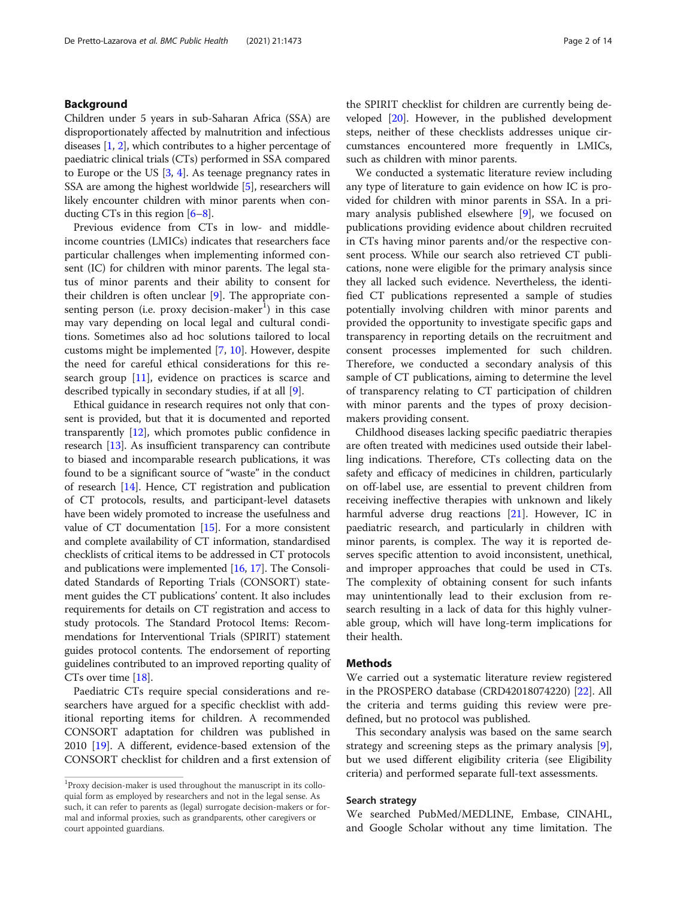## Background

Children under 5 years in sub-Saharan Africa (SSA) are disproportionately affected by malnutrition and infectious diseases [1, 2], which contributes to a higher percentage of paediatric clinical trials (CTs) performed in SSA compared to Europe or the US [3, 4]. As teenage pregnancy rates in SSA are among the highest worldwide [5], researchers will likely encounter children with minor parents when conducting CTs in this region [6–8].

Previous evidence from CTs in low- and middle-income countries (LMICs) indicates that researchers face particular challenges when implementing informed consent (IC) for children with minor parents. The legal status of minor parents and their ability to consent for their children is often unclear [9]. The appropriate consenting person (i.e. proxy decision-maker[1]) in this case may vary depending on local legal and cultural conditions. Sometimes also ad hoc solutions tailored to local customs might be implemented [7, 10]. However, despite the need for careful ethical considerations for this research group [11], evidence on practices is scarce and described typically in secondary studies, if at all [9].

Ethical guidance in research requires not only that consent is provided, but that it is documented and reported transparently [12], which promotes public confidence in research [13]. As insufficient transparency can contribute to biased and incomparable research publications, it was found to be a significant source of "waste" in the conduct of research [14]. Hence, CT registration and publication of CT protocols, results, and participant-level datasets have been widely promoted to increase the usefulness and value of CT documentation [15]. For a more consistent and complete availability of CT information, standardised checklists of critical items to be addressed in CT protocols and publications were implemented [16, 17]. The Consolidated Standards of Reporting Trials (CONSORT) statement guides the CT publications' content. It also includes requirements for details on CT registration and access to study protocols. The Standard Protocol Items: Recommendations for Interventional Trials (SPIRIT) statement guides protocol contents. The endorsement of reporting guidelines contributed to an improved reporting quality of CTs over time [18].

Paediatric CTs require special considerations and researchers have argued for a specific checklist with additional reporting items for children. A recommended CONSORT adaptation for children was published in 2010 [19]. A different, evidence-based extension of the CONSORT checklist for children and a first extension of the SPIRIT checklist for children are currently being developed [20]. However, in the published development steps, neither of these checklists addresses unique circumstances encountered more frequently in LMICs, such as children with minor parents.

We conducted a systematic literature review including any type of literature to gain evidence on how IC is provided for children with minor parents in SSA. In a primary analysis published elsewhere [9], we focused on publications providing evidence about children recruited in CTs having minor parents and/or the respective consent process. While our search also retrieved CT publications, none were eligible for the primary analysis since they all lacked such evidence. Nevertheless, the identified CT publications represented a sample of studies potentially involving children with minor parents and provided the opportunity to investigate specific gaps and transparency in reporting details on the recruitment and consent processes implemented for such children. Therefore, we conducted a secondary analysis of this sample of CT publications, aiming to determine the level of transparency relating to CT participation of children with minor parents and the types of proxy decision-makers providing consent.

Childhood diseases lacking specific paediatric therapies are often treated with medicines used outside their labelling indications. Therefore, CTs collecting data on the safety and efficacy of medicines in children, particularly on off-label use, are essential to prevent children from receiving ineffective therapies with unknown and likely harmful adverse drug reactions [21]. However, IC in paediatric research, and particularly in children with minor parents, is complex. The way it is reported deserves specific attention to avoid inconsistent, unethical, and improper approaches that could be used in CTs. The complexity of obtaining consent for such infants may unintentionally lead to their exclusion from research resulting in a lack of data for this highly vulnerable group, which will have long-term implications for their health.

## Methods

We carried out a systematic literature review registered in the PROSPERO database (CRD42018074220) [22]. All the criteria and terms guiding this review were predefined, but no protocol was published.

This secondary analysis was based on the same search strategy and screening steps as the primary analysis [9], but we used different eligibility criteria (see Eligibility criteria) and performed separate full-text assessments.

### Search strategy

We searched PubMed/MEDLINE, Embase, CINAHL, and Google Scholar without any time limitation. The

[1] Proxy decision-maker is used throughout the manuscript in its colloquial form as employed by researchers and not in the legal sense. As such, it can refer to parents as (legal) surrogate decision-makers or formal and informal proxies, such as grandparents, other caregivers or court appointed guardians.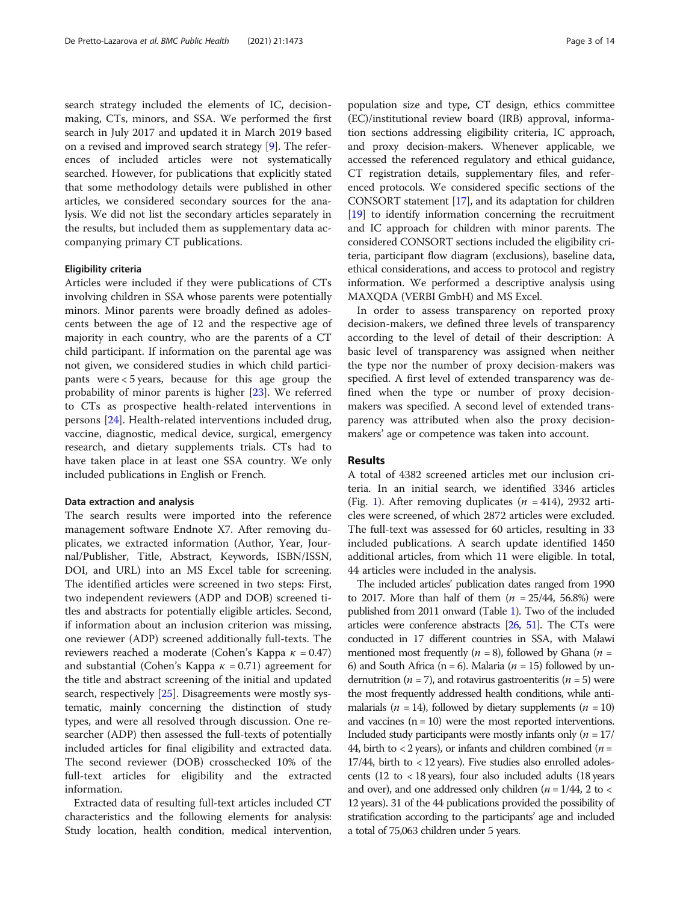search strategy included the elements of IC, decision-making, CTs, minors, and SSA. We performed the first search in July 2017 and updated it in March 2019 based on a revised and improved search strategy [9]. The references of included articles were not systematically searched. However, for publications that explicitly stated that some methodology details were published in other articles, we considered secondary sources for the analysis. We did not list the secondary articles separately in the results, but included them as supplementary data accompanying primary CT publications.

### Eligibility criteria

Articles were included if they were publications of CTs involving children in SSA whose parents were potentially minors. Minor parents were broadly defined as adolescents between the age of 12 and the respective age of majority in each country, who are the parents of a CT child participant. If information on the parental age was not given, we considered studies in which child participants were < 5 years, because for this age group the probability of minor parents is higher [23]. We referred to CTs as prospective health-related interventions in persons [24]. Health-related interventions included drug, vaccine, diagnostic, medical device, surgical, emergency research, and dietary supplements trials. CTs had to have taken place in at least one SSA country. We only included publications in English or French.

### Data extraction and analysis

The search results were imported into the reference management software Endnote X7. After removing duplicates, we extracted information (Author, Year, Journal/Publisher, Title, Abstract, Keywords, ISBN/ISSN, DOI, and URL) into an MS Excel table for screening. The identified articles were screened in two steps: First, two independent reviewers (ADP and DOB) screened titles and abstracts for potentially eligible articles. Second, if information about an inclusion criterion was missing, one reviewer (ADP) screened additionally full-texts. The reviewers reached a moderate (Cohen's Kappa $\kappa$ = 0.47) and substantial (Cohen's Kappa $\kappa$ = 0.71) agreement for the title and abstract screening of the initial and updated search, respectively [25]. Disagreements were mostly systematic, mainly concerning the distinction of study types, and were all resolved through discussion. One researcher (ADP) then assessed the full-texts of potentially included articles for final eligibility and extracted data. The second reviewer (DOB) crosschecked 10% of the full-text articles for eligibility and the extracted information.

Extracted data of resulting full-text articles included CT characteristics and the following elements for analysis: Study location, health condition, medical intervention, population size and type, CT design, ethics committee (EC)/institutional review board (IRB) approval, information sections addressing eligibility criteria, IC approach, and proxy decision-makers. Whenever applicable, we accessed the referenced regulatory and ethical guidance, CT registration details, supplementary files, and referenced protocols. We considered specific sections of the CONSORT statement [17], and its adaptation for children [19] to identify information concerning the recruitment and IC approach for children with minor parents. The considered CONSORT sections included the eligibility criteria, participant flow diagram (exclusions), baseline data, ethical considerations, and access to protocol and registry information. We performed a descriptive analysis using MAXQDA (VERBI GmbH) and MS Excel.

In order to assess transparency on reported proxy decision-makers, we defined three levels of transparency according to the level of detail of their description: A basic level of transparency was assigned when neither the type nor the number of proxy decision-makers was specified. A first level of extended transparency was defined when the type or number of proxy decision-makers was specified. A second level of extended transparency was attributed when also the proxy decision-makers' age or competence was taken into account.

## Results

A total of 4382 screened articles met our inclusion criteria. In an initial search, we identified 3346 articles (Fig. 1). After removing duplicates ($n$ = 414), 2932 articles were screened, of which 2872 articles were excluded. The full-text was assessed for 60 articles, resulting in 33 included publications. A search update identified 1450 additional articles, from which 11 were eligible. In total, 44 articles were included in the analysis.

The included articles' publication dates ranged from 1990 to 2017. More than half of them ($n$ = 25/44, 56.8%) were published from 2011 onward (Table 1). Two of the included articles were conference abstracts [26, 51]. The CTs were conducted in 17 different countries in SSA, with Malawi mentioned most frequently ($n$ = 8), followed by Ghana ($n$ = 6) and South Africa (n = 6). Malaria ($n$ = 15) followed by undernutrition ($n$ = 7), and rotavirus gastroenteritis ($n$ = 5) were the most frequently addressed health conditions, while antimalarials ($n$ = 14), followed by dietary supplements ($n$ = 10) and vaccines (n = 10) were the most reported interventions. Included study participants were mostly infants only ($n$ = 17/44, birth to < 2 years), or infants and children combined ($n$ = 17/44, birth to < 12 years). Five studies also enrolled adolescents (12 to < 18 years), four also included adults (18 years and over), and one addressed only children ($n$ = 1/44, 2 to < 12 years). 31 of the 44 publications provided the possibility of stratification according to the participants' age and included a total of 75,063 children under 5 years.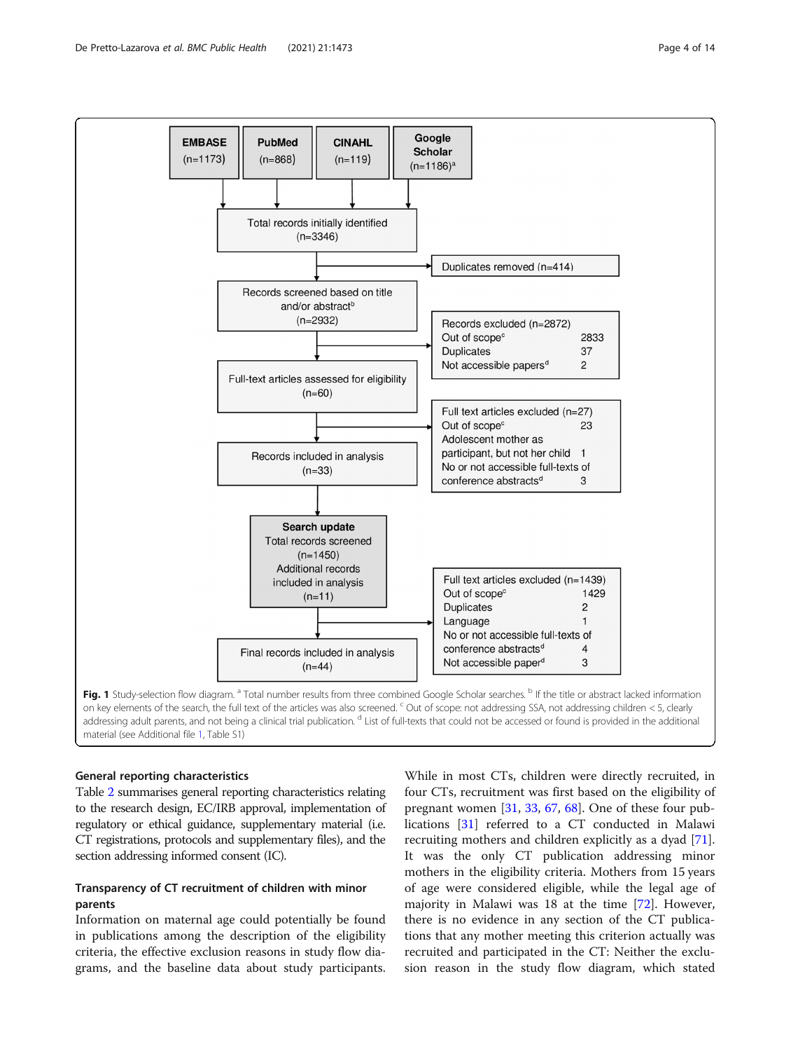EMBASE (n=1173) | PubMed (n=868) | CINAHL (n=119) | Google Scholar (n=1186)[a]

Total records initially identified (n=3346)

Duplicates removed (n=414)

Records screened based on title and/or abstract[b] (n=2932)

Records excluded (n=2872)
- Out of scope[c] 2833
- Duplicates 37
- Not accessible papers[d] 2

Full-text articles assessed for eligibility (n=60)

Full text articles excluded (n=27)
- Out of scope[c] 23
- Adolescent mother as participant, but not her child 1
- No or not accessible full-texts of conference abstracts[d] 3

Records included in analysis (n=33)

**Search update**
Total records screened (n=1450)
Additional records included in analysis (n=11)

Full text articles excluded (n=1439)
- Out of scope[c] 1429
- Duplicates 2
- Language 1
- No or not accessible full-texts of conference abstracts[d] 4
- Not accessible paper[d] 3

Final records included in analysis (n=44)

**Fig. 1** Study-selection flow diagram. [a] Total number results from three combined Google Scholar searches. [b] If the title or abstract lacked information on key elements of the search, the full text of the articles was also screened. [c] Out of scope: not addressing SSA, not addressing children < 5, clearly addressing adult parents, and not being a clinical trial publication. [d] List of full-texts that could not be accessed or found is provided in the additional material (see Additional file 1, Table S1)

### General reporting characteristics

Table 2 summarises general reporting characteristics relating to the research design, EC/IRB approval, implementation of regulatory or ethical guidance, supplementary material (i.e. CT registrations, protocols and supplementary files), and the section addressing informed consent (IC).

### Transparency of CT recruitment of children with minor parents

Information on maternal age could potentially be found in publications among the description of the eligibility criteria, the effective exclusion reasons in study flow diagrams, and the baseline data about study participants. While in most CTs, children were directly recruited, in four CTs, recruitment was first based on the eligibility of pregnant women [31, 33, 67, 68]. One of these four publications [31] referred to a CT conducted in Malawi recruiting mothers and children explicitly as a dyad [71]. It was the only CT publication addressing minor mothers in the eligibility criteria. Mothers from 15 years of age were considered eligible, while the legal age of majority in Malawi was 18 at the time [72]. However, there is no evidence in any section of the CT publications that any mother meeting this criterion actually was recruited and participated in the CT: Neither the exclusion reason in the study flow diagram, which stated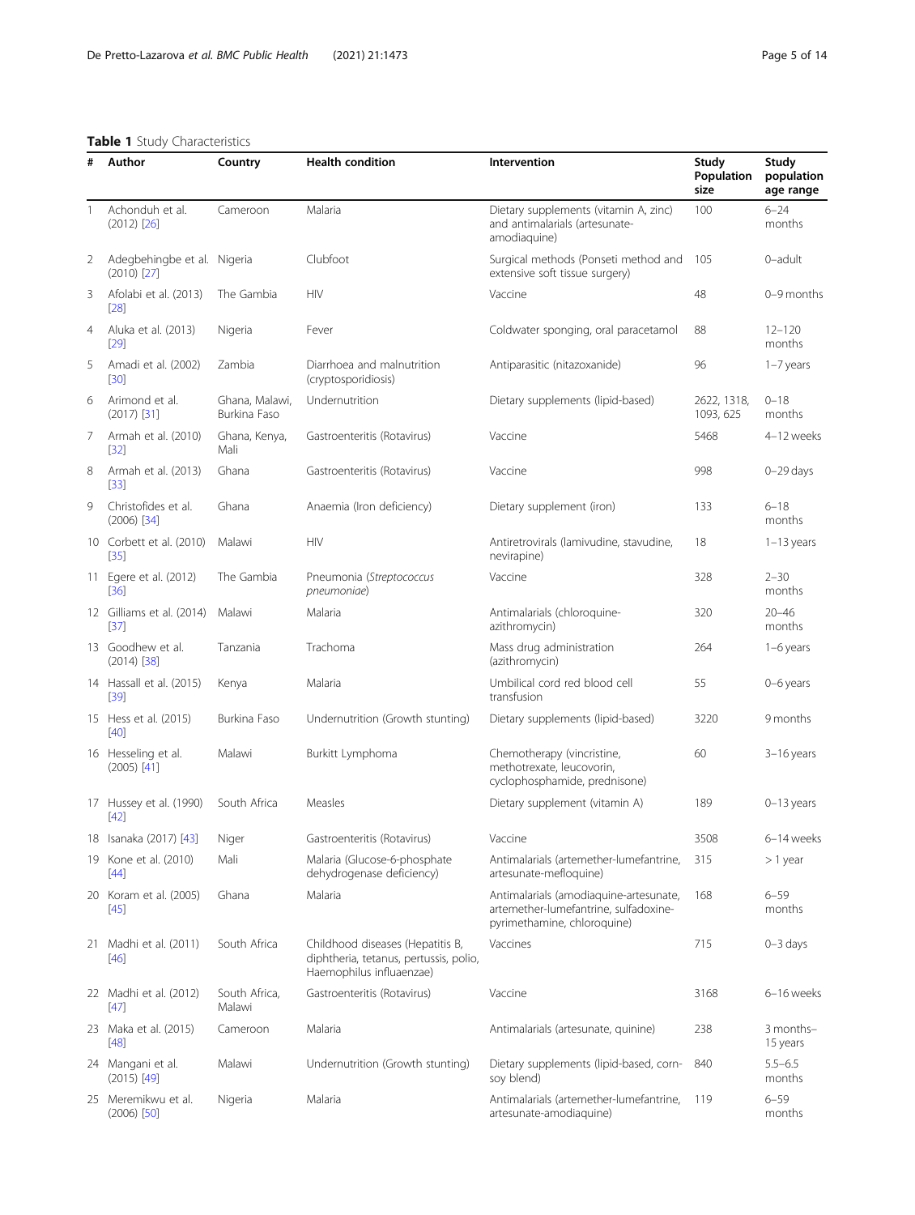**Table 1** Study Characteristics

| # | Author | Country | Health condition | Intervention | Study Population size | Study population age range |
|---|---|---|---|---|---|---|
| 1 | Achonduh et al. (2012) [26] | Cameroon | Malaria | Dietary supplements (vitamin A, zinc) and antimalarials (artesunate-amodiaquine) | 100 | 6–24 months |
| 2 | Adegbehingbe et al. (2010) [27] | Nigeria | Clubfoot | Surgical methods (Ponseti method and extensive soft tissue surgery) | 105 | 0–adult |
| 3 | Afolabi et al. (2013) [28] | The Gambia | HIV | Vaccine | 48 | 0–9 months |
| 4 | Aluka et al. (2013) [29] | Nigeria | Fever | Coldwater sponging, oral paracetamol | 88 | 12–120 months |
| 5 | Amadi et al. (2002) [30] | Zambia | Diarrhoea and malnutrition (cryptosporidiosis) | Antiparasitic (nitazoxanide) | 96 | 1–7 years |
| 6 | Arimond et al. (2017) [31] | Ghana, Malawi, Burkina Faso | Undernutrition | Dietary supplements (lipid-based) | 2622, 1318, 1093, 625 | 0–18 months |
| 7 | Armah et al. (2010) [32] | Ghana, Kenya, Mali | Gastroenteritis (Rotavirus) | Vaccine | 5468 | 4–12 weeks |
| 8 | Armah et al. (2013) [33] | Ghana | Gastroenteritis (Rotavirus) | Vaccine | 998 | 0–29 days |
| 9 | Christofides et al. (2006) [34] | Ghana | Anaemia (Iron deficiency) | Dietary supplement (iron) | 133 | 6–18 months |
| 10 | Corbett et al. (2010) [35] | Malawi | HIV | Antiretrovirals (lamivudine, stavudine, nevirapine) | 18 | 1–13 years |
| 11 | Egere et al. (2012) [36] | The Gambia | Pneumonia (*Streptococcus pneumoniae*) | Vaccine | 328 | 2–30 months |
| 12 | Gilliams et al. (2014) [37] | Malawi | Malaria | Antimalarials (chloroquine-azithromycin) | 320 | 20–46 months |
| 13 | Goodhew et al. (2014) [38] | Tanzania | Trachoma | Mass drug administration (azithromycin) | 264 | 1–6 years |
| 14 | Hassall et al. (2015) [39] | Kenya | Malaria | Umbilical cord red blood cell transfusion | 55 | 0–6 years |
| 15 | Hess et al. (2015) [40] | Burkina Faso | Undernutrition (Growth stunting) | Dietary supplements (lipid-based) | 3220 | 9 months |
| 16 | Hesseling et al. (2005) [41] | Malawi | Burkitt Lymphoma | Chemotherapy (vincristine, methotrexate, leucovorin, cyclophosphamide, prednisone) | 60 | 3–16 years |
| 17 | Hussey et al. (1990) [42] | South Africa | Measles | Dietary supplement (vitamin A) | 189 | 0–13 years |
| 18 | Isanaka (2017) [43] | Niger | Gastroenteritis (Rotavirus) | Vaccine | 3508 | 6–14 weeks |
| 19 | Kone et al. (2010) [44] | Mali | Malaria (Glucose-6-phosphate dehydrogenase deficiency) | Antimalarials (artemether-lumefantrine, artesunate-mefloquine) | 315 | > 1 year |
| 20 | Koram et al. (2005) [45] | Ghana | Malaria | Antimalarials (amodiaquine-artesunate, artemether-lumefantrine, sulfadoxine-pyrimethamine, chloroquine) | 168 | 6–59 months |
| 21 | Madhi et al. (2011) [46] | South Africa | Childhood diseases (Hepatitis B, diphtheria, tetanus, pertussis, polio, Haemophilus influenzae) | Vaccines | 715 | 0–3 days |
| 22 | Madhi et al. (2012) [47] | South Africa, Malawi | Gastroenteritis (Rotavirus) | Vaccine | 3168 | 6–16 weeks |
| 23 | Maka et al. (2015) [48] | Cameroon | Malaria | Antimalarials (artesunate, quinine) | 238 | 3 months–15 years |
| 24 | Mangani et al. (2015) [49] | Malawi | Undernutrition (Growth stunting) | Dietary supplements (lipid-based, corn-soy blend) | 840 | 5.5–6.5 months |
| 25 | Meremikwu et al. (2006) [50] | Nigeria | Malaria | Antimalarials (artemether-lumefantrine, artesunate-amodiaquine) | 119 | 6–59 months |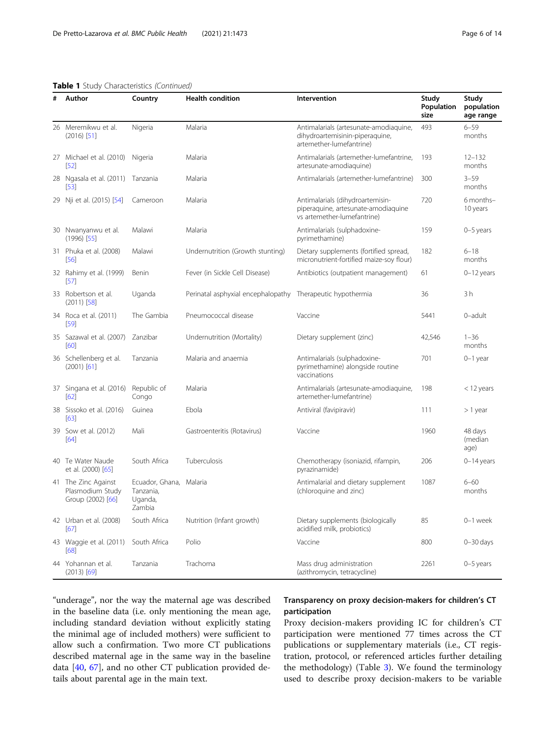**Table 1** Study Characteristics *(Continued)*

| # | Author | Country | Health condition | Intervention | Study Population size | Study population age range |
|---|---|---|---|---|---|---|
| 26 | Meremikwu et al. (2016) [51] | Nigeria | Malaria | Antimalarials (artesunate-amodiaquine, dihydroartemisinin-piperaquine, artemether-lumefantrine) | 493 | 6–59 months |
| 27 | Michael et al. (2010) [52] | Nigeria | Malaria | Antimalarials (artemether-lumefantrine, artesunate-amodiaquine) | 193 | 12–132 months |
| 28 | Ngasala et al. (2011) [53] | Tanzania | Malaria | Antimalarials (artemether-lumefantrine) | 300 | 3–59 months |
| 29 | Nji et al. (2015) [54] | Cameroon | Malaria | Antimalarials (dihydroartemisin-piperaquine, artesunate-amodiaquine vs artemether-lumefantrine) | 720 | 6 months–10 years |
| 30 | Nwanyanwu et al. (1996) [55] | Malawi | Malaria | Antimalarials (sulphadoxine-pyrimethamine) | 159 | 0–5 years |
| 31 | Phuka et al. (2008) [56] | Malawi | Undernutrition (Growth stunting) | Dietary supplements (fortified spread, micronutrient-fortified maize-soy flour) | 182 | 6–18 months |
| 32 | Rahimy et al. (1999) [57] | Benin | Fever (in Sickle Cell Disease) | Antibiotics (outpatient management) | 61 | 0–12 years |
| 33 | Robertson et al. (2011) [58] | Uganda | Perinatal asphyxial encephalopathy | Therapeutic hypothermia | 36 | 3 h |
| 34 | Roca et al. (2011) [59] | The Gambia | Pneumococcal disease | Vaccine | 5441 | 0–adult |
| 35 | Sazawal et al. (2007) [60] | Zanzibar | Undernutrition (Mortality) | Dietary supplement (zinc) | 42,546 | 1–36 months |
| 36 | Schellenberg et al. (2001) [61] | Tanzania | Malaria and anaemia | Antimalarials (sulphadoxine-pyrimethamine) alongside routine vaccinations | 701 | 0–1 year |
| 37 | Singana et al. (2016) [62] | Republic of Congo | Malaria | Antimalarials (artesunate-amodiaquine, artemether-lumefantrine) | 198 | < 12 years |
| 38 | Sissoko et al. (2016) [63] | Guinea | Ebola | Antiviral (favipiravir) | 111 | > 1 year |
| 39 | Sow et al. (2012) [64] | Mali | Gastroenteritis (Rotavirus) | Vaccine | 1960 | 48 days (median age) |
| 40 | Te Water Naude et al. (2000) [65] | South Africa | Tuberculosis | Chemotherapy (isoniazid, rifampin, pyrazinamide) | 206 | 0–14 years |
| 41 | The Zinc Against Plasmodium Study Group (2002) [66] | Ecuador, Ghana, Tanzania, Uganda, Zambia | Malaria | Antimalarial and dietary supplement (chloroquine and zinc) | 1087 | 6–60 months |
| 42 | Urban et al. (2008) [67] | South Africa | Nutrition (Infant growth) | Dietary supplements (biologically acidified milk, probiotics) | 85 | 0–1 week |
| 43 | Waggie et al. (2011) [68] | South Africa | Polio | Vaccine | 800 | 0–30 days |
| 44 | Yohannan et al. (2013) [69] | Tanzania | Trachoma | Mass drug administration (azithromycin, tetracycline) | 2261 | 0–5 years |

"underage", nor the way the maternal age was described in the baseline data (i.e. only mentioning the mean age, including standard deviation without explicitly stating the minimal age of included mothers) were sufficient to allow such a confirmation. Two more CT publications described maternal age in the same way in the baseline data [40, 67], and no other CT publication provided details about parental age in the main text.

### Transparency on proxy decision-makers for children's CT participation

Proxy decision-makers providing IC for children's CT participation were mentioned 77 times across the CT publications or supplementary materials (i.e., CT registration, protocol, or referenced articles further detailing the methodology) (Table 3). We found the terminology used to describe proxy decision-makers to be variable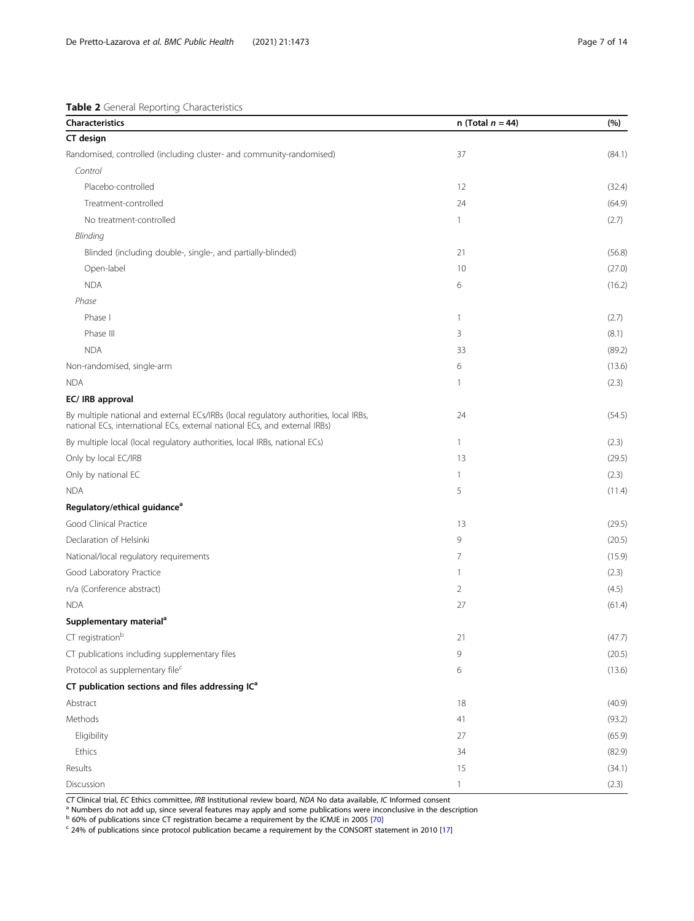**Table 2** General Reporting Characteristics

| Characteristics | n (Total *n* = 44) | (%) |
|---|---|---|
| **CT design** | | |
| Randomised, controlled (including cluster- and community-randomised) | 37 | (84.1) |
| *Control* | | |
| Placebo-controlled | 12 | (32.4) |
| Treatment-controlled | 24 | (64.9) |
| No treatment-controlled | 1 | (2.7) |
| *Blinding* | | |
| Blinded (including double-, single-, and partially-blinded) | 21 | (56.8) |
| Open-label | 10 | (27.0) |
| NDA | 6 | (16.2) |
| *Phase* | | |
| Phase I | 1 | (2.7) |
| Phase III | 3 | (8.1) |
| NDA | 33 | (89.2) |
| Non-randomised, single-arm | 6 | (13.6) |
| NDA | 1 | (2.3) |
| **EC/ IRB approval** | | |
| By multiple national and external ECs/IRBs (local regulatory authorities, local IRBs, national ECs, international ECs, external national ECs, and external IRBs) | 24 | (54.5) |
| By multiple local (local regulatory authorities, local IRBs, national ECs) | 1 | (2.3) |
| Only by local EC/IRB | 13 | (29.5) |
| Only by national EC | 1 | (2.3) |
| NDA | 5 | (11.4) |
| **Regulatory/ethical guidance[a]** | | |
| Good Clinical Practice | 13 | (29.5) |
| Declaration of Helsinki | 9 | (20.5) |
| National/local regulatory requirements | 7 | (15.9) |
| Good Laboratory Practice | 1 | (2.3) |
| n/a (Conference abstract) | 2 | (4.5) |
| NDA | 27 | (61.4) |
| **Supplementary material[a]** | | |
| CT registration[b] | 21 | (47.7) |
| CT publications including supplementary files | 9 | (20.5) |
| Protocol as supplementary file[c] | 6 | (13.6) |
| **CT publication sections and files addressing IC[a]** | | |
| Abstract | 18 | (40.9) |
| Methods | 41 | (93.2) |
| Eligibility | 27 | (65.9) |
| Ethics | 34 | (82.9) |
| Results | 15 | (34.1) |
| Discussion | 1 | (2.3) |

*CT* Clinical trial, *EC* Ethics committee, *IRB* Institutional review board, *NDA* No data available, *IC* Informed consent

[a] Numbers do not add up, since several features may apply and some publications were inconclusive in the description

[b] 60% of publications since CT registration became a requirement by the ICMJE in 2005 [70]

[c] 24% of publications since protocol publication became a requirement by the CONSORT statement in 2010 [17]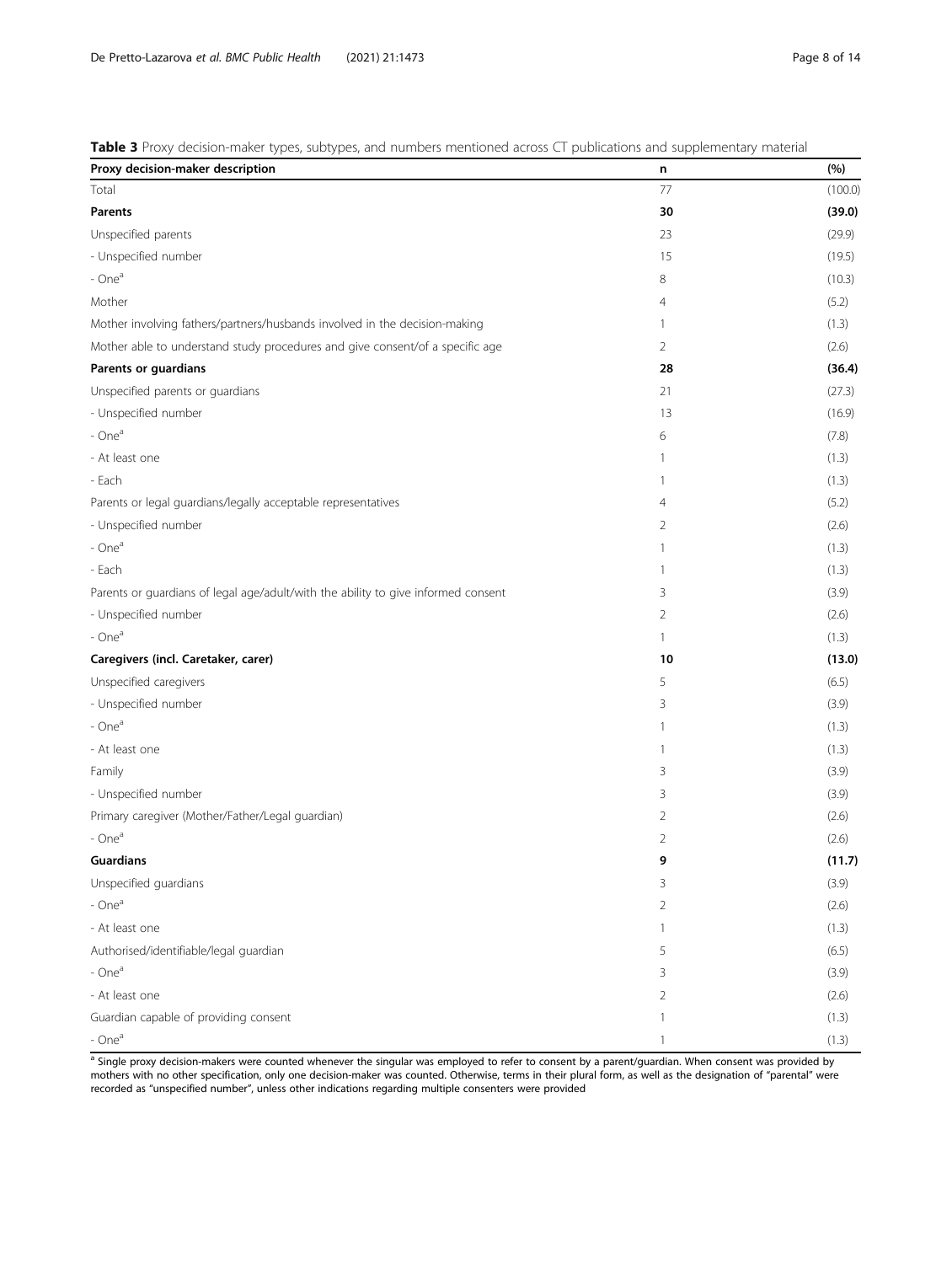**Table 3** Proxy decision-maker types, subtypes, and numbers mentioned across CT publications and supplementary material

| Proxy decision-maker description | n | (%) |
|---|---|---|
| Total | 77 | (100.0) |
| **Parents** | **30** | **(39.0)** |
| Unspecified parents | 23 | (29.9) |
| - Unspecified number | 15 | (19.5) |
| - One[a] | 8 | (10.3) |
| Mother | 4 | (5.2) |
| Mother involving fathers/partners/husbands involved in the decision-making | 1 | (1.3) |
| Mother able to understand study procedures and give consent/of a specific age | 2 | (2.6) |
| **Parents or guardians** | **28** | **(36.4)** |
| Unspecified parents or guardians | 21 | (27.3) |
| - Unspecified number | 13 | (16.9) |
| - One[a] | 6 | (7.8) |
| - At least one | 1 | (1.3) |
| - Each | 1 | (1.3) |
| Parents or legal guardians/legally acceptable representatives | 4 | (5.2) |
| - Unspecified number | 2 | (2.6) |
| - One[a] | 1 | (1.3) |
| - Each | 1 | (1.3) |
| Parents or guardians of legal age/adult/with the ability to give informed consent | 3 | (3.9) |
| - Unspecified number | 2 | (2.6) |
| - One[a] | 1 | (1.3) |
| **Caregivers (incl. Caretaker, carer)** | **10** | **(13.0)** |
| Unspecified caregivers | 5 | (6.5) |
| - Unspecified number | 3 | (3.9) |
| - One[a] | 1 | (1.3) |
| - At least one | 1 | (1.3) |
| Family | 3 | (3.9) |
| - Unspecified number | 3 | (3.9) |
| Primary caregiver (Mother/Father/Legal guardian) | 2 | (2.6) |
| - One[a] | 2 | (2.6) |
| **Guardians** | **9** | **(11.7)** |
| Unspecified guardians | 3 | (3.9) |
| - One[a] | 2 | (2.6) |
| - At least one | 1 | (1.3) |
| Authorised/identifiable/legal guardian | 5 | (6.5) |
| - One[a] | 3 | (3.9) |
| - At least one | 2 | (2.6) |
| Guardian capable of providing consent | 1 | (1.3) |
| - One[a] | 1 | (1.3) |

[a] Single proxy decision-makers were counted whenever the singular was employed to refer to consent by a parent/guardian. When consent was provided by mothers with no other specification, only one decision-maker was counted. Otherwise, terms in their plural form, as well as the designation of "parental" were recorded as "unspecified number", unless other indications regarding multiple consenters were provided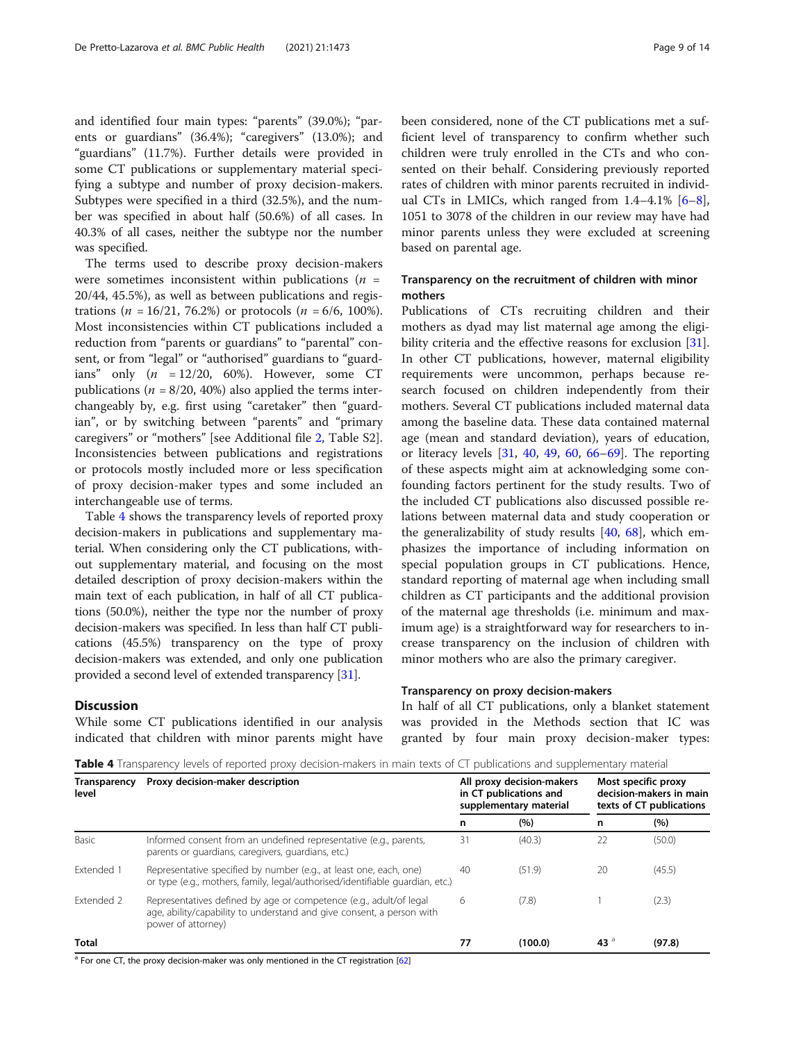and identified four main types: "parents" (39.0%); "parents or guardians" (36.4%); "caregivers" (13.0%); and "guardians" (11.7%). Further details were provided in some CT publications or supplementary material specifying a subtype and number of proxy decision-makers. Subtypes were specified in a third (32.5%), and the number was specified in about half (50.6%) of all cases. In 40.3% of all cases, neither the subtype nor the number was specified.

The terms used to describe proxy decision-makers were sometimes inconsistent within publications ($n = 20/44$, 45.5%), as well as between publications and registrations ($n = 16/21$, 76.2%) or protocols ($n = 6/6$, 100%). Most inconsistencies within CT publications included a reduction from "parents or guardians" to "parental" consent, or from "legal" or "authorised" guardians to "guardians" only ($n = 12/20$, 60%). However, some CT publications ($n = 8/20$, 40%) also applied the terms interchangeably by, e.g. first using "caretaker" then "guardian", or by switching between "parents" and "primary caregivers" or "mothers" [see Additional file 2, Table S2]. Inconsistencies between publications and registrations or protocols mostly included more or less specification of proxy decision-maker types and some included an interchangeable use of terms.

Table 4 shows the transparency levels of reported proxy decision-makers in publications and supplementary material. When considering only the CT publications, without supplementary material, and focusing on the most detailed description of proxy decision-makers within the main text of each publication, in half of all CT publications (50.0%), neither the type nor the number of proxy decision-makers was specified. In less than half CT publications (45.5%) transparency on the type of proxy decision-makers was extended, and only one publication provided a second level of extended transparency [31].

## Discussion

While some CT publications identified in our analysis indicated that children with minor parents might have been considered, none of the CT publications met a sufficient level of transparency to confirm whether such children were truly enrolled in the CTs and who consented on their behalf. Considering previously reported rates of children with minor parents recruited in individual CTs in LMICs, which ranged from 1.4–4.1% [6–8], 1051 to 3078 of the children in our review may have had minor parents unless they were excluded at screening based on parental age.

### Transparency on the recruitment of children with minor mothers

Publications of CTs recruiting children and their mothers as dyad may list maternal age among the eligibility criteria and the effective reasons for exclusion [31]. In other CT publications, however, maternal eligibility requirements were uncommon, perhaps because research focused on children independently from their mothers. Several CT publications included maternal data among the baseline data. These data contained maternal age (mean and standard deviation), years of education, or literacy levels [31, 40, 49, 60, 66–69]. The reporting of these aspects might aim at acknowledging some confounding factors pertinent for the study results. Two of the included CT publications also discussed possible relations between maternal data and study cooperation or the generalizability of study results [40, 68], which emphasizes the importance of including information on special population groups in CT publications. Hence, standard reporting of maternal age when including small children as CT participants and the additional provision of the maternal age thresholds (i.e. minimum and maximum age) is a straightforward way for researchers to increase transparency on the inclusion of children with minor mothers who are also the primary caregiver.

### Transparency on proxy decision-makers

In half of all CT publications, only a blanket statement was provided in the Methods section that IC was granted by four main proxy decision-maker types:

**Table 4** Transparency levels of reported proxy decision-makers in main texts of CT publications and supplementary material

| Transparency level | Proxy decision-maker description | All proxy decision-makers in CT publications and supplementary material | | Most specific proxy decision-makers in main texts of CT publications | |
|---|---|---|---|---|---|
| | | n | (%) | n | (%) |
| Basic | Informed consent from an undefined representative (e.g., parents, parents or guardians, caregivers, guardians, etc.) | 31 | (40.3) | 22 | (50.0) |
| Extended 1 | Representative specified by number (e.g., at least one, each, one) or type (e.g., mothers, family, legal/authorised/identifiable guardian, etc.) | 40 | (51.9) | 20 | (45.5) |
| Extended 2 | Representatives defined by age or competence (e.g., adult/of legal age, ability/capability to understand and give consent, a person with power of attorney) | 6 | (7.8) | 1 | (2.3) |
| **Total** | | **77** | **(100.0)** | **43** [a] | **(97.8)** |

[a] For one CT, the proxy decision-maker was only mentioned in the CT registration [62]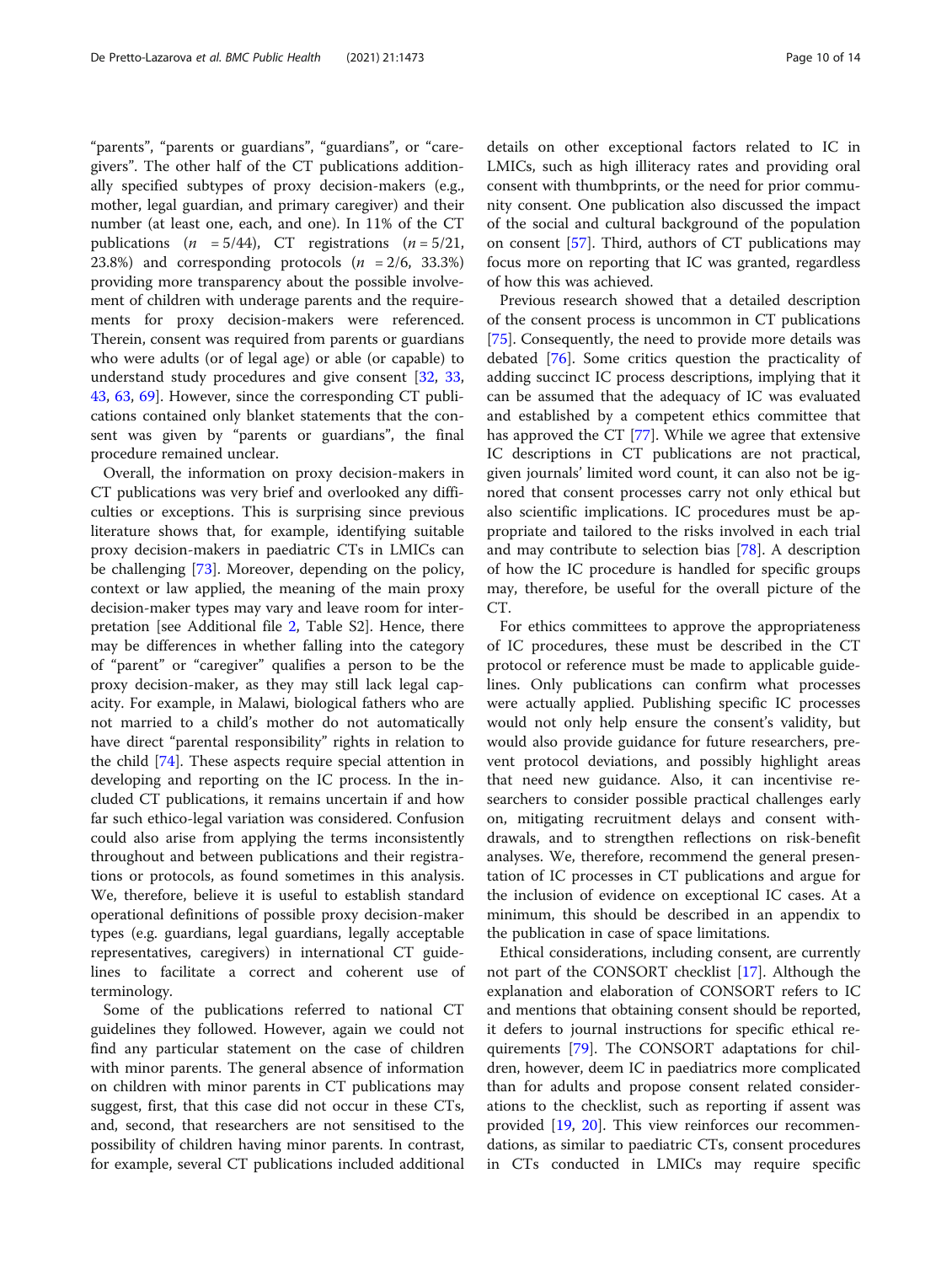"parents", "parents or guardians", "guardians", or "caregivers". The other half of the CT publications additionally specified subtypes of proxy decision-makers (e.g., mother, legal guardian, and primary caregiver) and their number (at least one, each, and one). In 11% of the CT publications ($n = 5/44$), CT registrations ($n = 5/21$, 23.8%) and corresponding protocols ($n = 2/6$, 33.3%) providing more transparency about the possible involvement of children with underage parents and the requirements for proxy decision-makers were referenced. Therein, consent was required from parents or guardians who were adults (or of legal age) or able (or capable) to understand study procedures and give consent [32, 33, 43, 63, 69]. However, since the corresponding CT publications contained only blanket statements that the consent was given by "parents or guardians", the final procedure remained unclear.

Overall, the information on proxy decision-makers in CT publications was very brief and overlooked any difficulties or exceptions. This is surprising since previous literature shows that, for example, identifying suitable proxy decision-makers in paediatric CTs in LMICs can be challenging [73]. Moreover, depending on the policy, context or law applied, the meaning of the main proxy decision-maker types may vary and leave room for interpretation [see Additional file 2, Table S2]. Hence, there may be differences in whether falling into the category of "parent" or "caregiver" qualifies a person to be the proxy decision-maker, as they may still lack legal capacity. For example, in Malawi, biological fathers who are not married to a child's mother do not automatically have direct "parental responsibility" rights in relation to the child [74]. These aspects require special attention in developing and reporting on the IC process. In the included CT publications, it remains uncertain if and how far such ethico-legal variation was considered. Confusion could also arise from applying the terms inconsistently throughout and between publications and their registrations or protocols, as found sometimes in this analysis. We, therefore, believe it is useful to establish standard operational definitions of possible proxy decision-maker types (e.g. guardians, legal guardians, legally acceptable representatives, caregivers) in international CT guidelines to facilitate a correct and coherent use of terminology.

Some of the publications referred to national CT guidelines they followed. However, again we could not find any particular statement on the case of children with minor parents. The general absence of information on children with minor parents in CT publications may suggest, first, that this case did not occur in these CTs, and, second, that researchers are not sensitised to the possibility of children having minor parents. In contrast, for example, several CT publications included additional details on other exceptional factors related to IC in LMICs, such as high illiteracy rates and providing oral consent with thumbprints, or the need for prior community consent. One publication also discussed the impact of the social and cultural background of the population on consent [57]. Third, authors of CT publications may focus more on reporting that IC was granted, regardless of how this was achieved.

Previous research showed that a detailed description of the consent process is uncommon in CT publications [75]. Consequently, the need to provide more details was debated [76]. Some critics question the practicality of adding succinct IC process descriptions, implying that it can be assumed that the adequacy of IC was evaluated and established by a competent ethics committee that has approved the CT [77]. While we agree that extensive IC descriptions in CT publications are not practical, given journals' limited word count, it can also not be ignored that consent processes carry not only ethical but also scientific implications. IC procedures must be appropriate and tailored to the risks involved in each trial and may contribute to selection bias [78]. A description of how the IC procedure is handled for specific groups may, therefore, be useful for the overall picture of the CT.

For ethics committees to approve the appropriateness of IC procedures, these must be described in the CT protocol or reference must be made to applicable guidelines. Only publications can confirm what processes were actually applied. Publishing specific IC processes would not only help ensure the consent's validity, but would also provide guidance for future researchers, prevent protocol deviations, and possibly highlight areas that need new guidance. Also, it can incentivise researchers to consider possible practical challenges early on, mitigating recruitment delays and consent withdrawals, and to strengthen reflections on risk-benefit analyses. We, therefore, recommend the general presentation of IC processes in CT publications and argue for the inclusion of evidence on exceptional IC cases. At a minimum, this should be described in an appendix to the publication in case of space limitations.

Ethical considerations, including consent, are currently not part of the CONSORT checklist [17]. Although the explanation and elaboration of CONSORT refers to IC and mentions that obtaining consent should be reported, it defers to journal instructions for specific ethical requirements [79]. The CONSORT adaptations for children, however, deem IC in paediatrics more complicated than for adults and propose consent related considerations to the checklist, such as reporting if assent was provided [19, 20]. This view reinforces our recommendations, as similar to paediatric CTs, consent procedures in CTs conducted in LMICs may require specific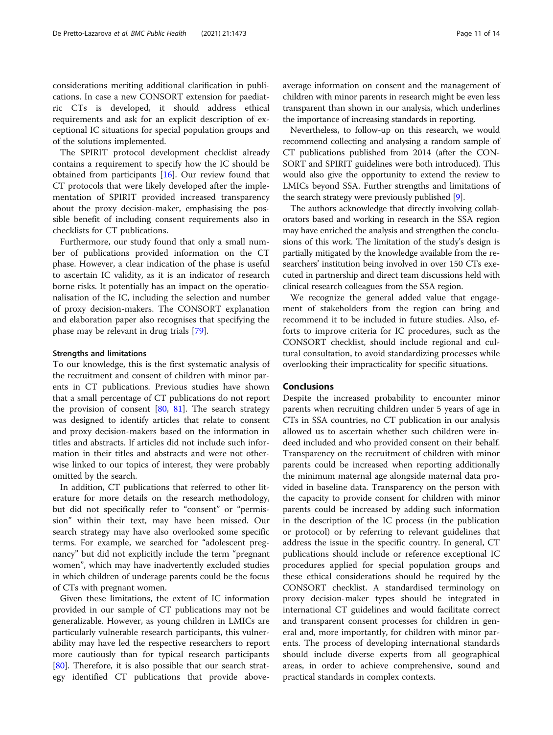considerations meriting additional clarification in publications. In case a new CONSORT extension for paediatric CTs is developed, it should address ethical requirements and ask for an explicit description of exceptional IC situations for special population groups and of the solutions implemented.

The SPIRIT protocol development checklist already contains a requirement to specify how the IC should be obtained from participants [16]. Our review found that CT protocols that were likely developed after the implementation of SPIRIT provided increased transparency about the proxy decision-maker, emphasising the possible benefit of including consent requirements also in checklists for CT publications.

Furthermore, our study found that only a small number of publications provided information on the CT phase. However, a clear indication of the phase is useful to ascertain IC validity, as it is an indicator of research borne risks. It potentially has an impact on the operationalisation of the IC, including the selection and number of proxy decision-makers. The CONSORT explanation and elaboration paper also recognises that specifying the phase may be relevant in drug trials [79].

#### Strengths and limitations

To our knowledge, this is the first systematic analysis of the recruitment and consent of children with minor parents in CT publications. Previous studies have shown that a small percentage of CT publications do not report the provision of consent [80, 81]. The search strategy was designed to identify articles that relate to consent and proxy decision-makers based on the information in titles and abstracts. If articles did not include such information in their titles and abstracts and were not otherwise linked to our topics of interest, they were probably omitted by the search.

In addition, CT publications that referred to other literature for more details on the research methodology, but did not specifically refer to "consent" or "permission" within their text, may have been missed. Our search strategy may have also overlooked some specific terms. For example, we searched for "adolescent pregnancy" but did not explicitly include the term "pregnant women", which may have inadvertently excluded studies in which children of underage parents could be the focus of CTs with pregnant women.

Given these limitations, the extent of IC information provided in our sample of CT publications may not be generalizable. However, as young children in LMICs are particularly vulnerable research participants, this vulnerability may have led the respective researchers to report more cautiously than for typical research participants [80]. Therefore, it is also possible that our search strategy identified CT publications that provide above-average information on consent and the management of children with minor parents in research might be even less transparent than shown in our analysis, which underlines the importance of increasing standards in reporting.

Nevertheless, to follow-up on this research, we would recommend collecting and analysing a random sample of CT publications published from 2014 (after the CONSORT and SPIRIT guidelines were both introduced). This would also give the opportunity to extend the review to LMICs beyond SSA. Further strengths and limitations of the search strategy were previously published [9].

The authors acknowledge that directly involving collaborators based and working in research in the SSA region may have enriched the analysis and strengthen the conclusions of this work. The limitation of the study's design is partially mitigated by the knowledge available from the researchers' institution being involved in over 150 CTs executed in partnership and direct team discussions held with clinical research colleagues from the SSA region.

We recognize the general added value that engagement of stakeholders from the region can bring and recommend it to be included in future studies. Also, efforts to improve criteria for IC procedures, such as the CONSORT checklist, should include regional and cultural consultation, to avoid standardizing processes while overlooking their impracticality for specific situations.

## Conclusions

Despite the increased probability to encounter minor parents when recruiting children under 5 years of age in CTs in SSA countries, no CT publication in our analysis allowed us to ascertain whether such children were indeed included and who provided consent on their behalf. Transparency on the recruitment of children with minor parents could be increased when reporting additionally the minimum maternal age alongside maternal data provided in baseline data. Transparency on the person with the capacity to provide consent for children with minor parents could be increased by adding such information in the description of the IC process (in the publication or protocol) or by referring to relevant guidelines that address the issue in the specific country. In general, CT publications should include or reference exceptional IC procedures applied for special population groups and these ethical considerations should be required by the CONSORT checklist. A standardised terminology on proxy decision-maker types should be integrated in international CT guidelines and would facilitate correct and transparent consent processes for children in general and, more importantly, for children with minor parents. The process of developing international standards should include diverse experts from all geographical areas, in order to achieve comprehensive, sound and practical standards in complex contexts.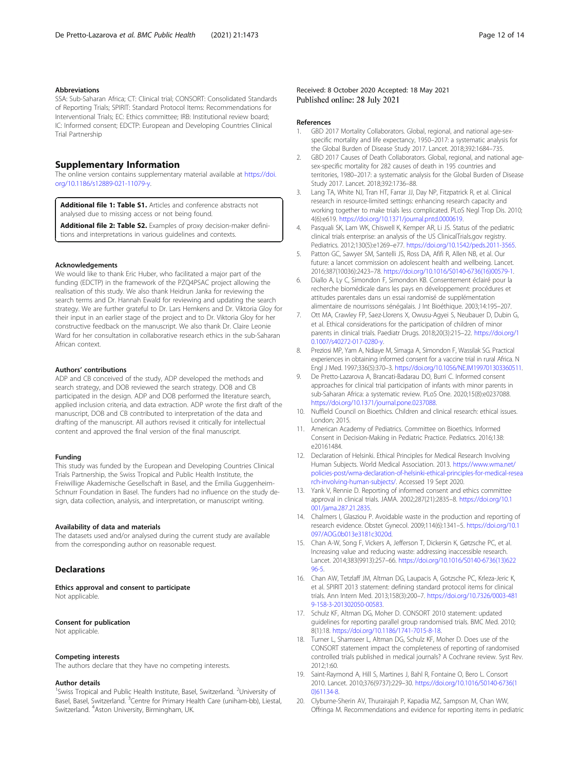### Abbreviations

SSA: Sub-Saharan Africa; CT: Clinical trial; CONSORT: Consolidated Standards of Reporting Trials; SPIRIT: Standard Protocol Items: Recommendations for Interventional Trials; EC: Ethics committee; IRB: Institutional review board; IC: Informed consent; EDCTP: European and Developing Countries Clinical Trial Partnership

## Supplementary Information

The online version contains supplementary material available at https://doi.org/10.1186/s12889-021-11079-y.

**Additional file 1: Table S1.** Articles and conference abstracts not analysed due to missing access or not being found.

**Additional file 2: Table S2.** Examples of proxy decision-maker definitions and interpretations in various guidelines and contexts.

### Acknowledgements

We would like to thank Eric Huber, who facilitated a major part of the funding (EDCTP) in the framework of the PZQ4PSAC project allowing the realisation of this study. We also thank Heidrun Janka for reviewing the search terms and Dr. Hannah Ewald for reviewing and updating the search strategy. We are further grateful to Dr. Lars Hemkens and Dr. Viktoria Gloy for their input in an earlier stage of the project and to Dr. Viktoria Gloy for her constructive feedback on the manuscript. We also thank Dr. Claire Leonie Ward for her consultation in collaborative research ethics in the sub-Saharan African context.

### Authors' contributions

ADP and CB conceived of the study, ADP developed the methods and search strategy, and DOB reviewed the search strategy. DOB and CB participated in the design. ADP and DOB performed the literature search, applied inclusion criteria, and data extraction. ADP wrote the first draft of the manuscript, DOB and CB contributed to interpretation of the data and drafting of the manuscript. All authors revised it critically for intellectual content and approved the final version of the final manuscript.

### Funding

This study was funded by the European and Developing Countries Clinical Trials Partnership, the Swiss Tropical and Public Health Institute, the Freiwillige Akademische Gesellschaft in Basel, and the Emilia Guggenheim-Schnurr Foundation in Basel. The funders had no influence on the study design, data collection, analysis, and interpretation, or manuscript writing.

### Availability of data and materials

The datasets used and/or analysed during the current study are available from the corresponding author on reasonable request.

## Declarations

### Ethics approval and consent to participate

Not applicable.

### Consent for publication

Not applicable.

### Competing interests

The authors declare that they have no competing interests.

### Author details

[1]Swiss Tropical and Public Health Institute, Basel, Switzerland. [2]University of Basel, Basel, Switzerland. [3]Centre for Primary Health Care (uniham-bb), Liestal, Switzerland. [4]Aston University, Birmingham, UK.

Received: 8 October 2020 Accepted: 18 May 2021
Published online: 28 July 2021

### References

1. GBD 2017 Mortality Collaborators. Global, regional, and national age-sex-specific mortality and life expectancy, 1950–2017: a systematic analysis for the Global Burden of Disease Study 2017. Lancet. 2018;392:1684–735.
2. GBD 2017 Causes of Death Collaborators. Global, regional, and national age-sex-specific mortality for 282 causes of death in 195 countries and territories, 1980–2017: a systematic analysis for the Global Burden of Disease Study 2017. Lancet. 2018;392:1736–88.
3. Lang TA, White NJ, Tran HT, Farrar JJ, Day NP, Fitzpatrick R, et al. Clinical research in resource-limited settings: enhancing research capacity and working together to make trials less complicated. PLoS Negl Trop Dis. 2010;4(6):e619. https://doi.org/10.1371/journal.pntd.0000619.
4. Pasquali SK, Lam WK, Chiswell K, Kemper AR, Li JS. Status of the pediatric clinical trials enterprise: an analysis of the US ClinicalTrials.gov registry. Pediatrics. 2012;130(5):e1269–e77. https://doi.org/10.1542/peds.2011-3565.
5. Patton GC, Sawyer SM, Santelli JS, Ross DA, Afifi R, Allen NB, et al. Our future: a lancet commission on adolescent health and wellbeing. Lancet. 2016;387(10036):2423–78. https://doi.org/10.1016/S0140-6736(16)00579-1.
6. Diallo A, Ly C, Simondon F, Simondon KB. Consentement éclairé pour la recherche biomédicale dans les pays en développement: procédures et attitudes parentales dans un essai randomisé de supplémentation alimentaire de nourrissons sénégalais. J Int Bioéthique. 2003;14:195–207.
7. Ott MA, Crawley FP, Saez-Llorens X, Owusu-Agyei S, Neubauer D, Dubin G, et al. Ethical considerations for the participation of children of minor parents in clinical trials. Paediatr Drugs. 2018;20(3):215–22. https://doi.org/10.1007/s40272-017-0280-y.
8. Preziosi MP, Yam A, Ndiaye M, Simaga A, Simondon F, Wassilak SG. Practical experiences in obtaining informed consent for a vaccine trial in rural Africa. N Engl J Med. 1997;336(5):370–3. https://doi.org/10.1056/NEJM199701303360511.
9. De Pretto-Lazarova A, Brancati-Badarau DO, Burri C. Informed consent approaches for clinical trial participation of infants with minor parents in sub-Saharan Africa: a systematic review. PLoS One. 2020;15(8):e0237088. https://doi.org/10.1371/journal.pone.0237088.
10. Nuffield Council on Bioethics. Children and clinical research: ethical issues. London; 2015.
11. American Academy of Pediatrics. Committee on Bioethics. Informed Consent in Decision-Making in Pediatric Practice. Pediatrics. 2016;138:e20161484.
12. Declaration of Helsinki. Ethical Principles for Medical Research Involving Human Subjects. World Medical Association. 2013. https://www.wma.net/policies-post/wma-declaration-of-helsinki-ethical-principles-for-medical-research-involving-human-subjects/. Accessed 19 Sept 2020.
13. Yank V, Rennie D. Reporting of informed consent and ethics committee approval in clinical trials. JAMA. 2002;287(21):2835–8. https://doi.org/10.1001/jama.287.21.2835.
14. Chalmers I, Glasziou P. Avoidable waste in the production and reporting of research evidence. Obstet Gynecol. 2009;114(6):1341–5. https://doi.org/10.1097/AOG.0b013e3181c3020d.
15. Chan A-W, Song F, Vickers A, Jefferson T, Dickersin K, Gøtzsche PC, et al. Increasing value and reducing waste: addressing inaccessible research. Lancet. 2014;383(9913):257–66. https://doi.org/10.1016/S0140-6736(13)62296-5.
16. Chan AW, Tetzlaff JM, Altman DG, Laupacis A, Gotzsche PC, Krleza-Jeric K, et al. SPIRIT 2013 statement: defining standard protocol items for clinical trials. Ann Intern Med. 2013;158(3):200–7. https://doi.org/10.7326/0003-4819-158-3-201302050-00583.
17. Schulz KF, Altman DG, Moher D. CONSORT 2010 statement: updated guidelines for reporting parallel group randomised trials. BMC Med. 2010;8(1):18. https://doi.org/10.1186/1741-7015-8-18.
18. Turner L, Shamseer L, Altman DG, Schulz KF, Moher D. Does use of the CONSORT statement impact the completeness of reporting of randomised controlled trials published in medical journals? A Cochrane review. Syst Rev. 2012;1:60.
19. Saint-Raymond A, Hill S, Martines J, Bahl R, Fontaine O, Bero L. Consort 2010. Lancet. 2010;376(9737):229–30. https://doi.org/10.1016/S0140-6736(10)61134-8.
20. Clyburne-Sherin AV, Thurairajah P, Kapadia MZ, Sampson M, Chan WW, Offringa M. Recommendations and evidence for reporting items in pediatric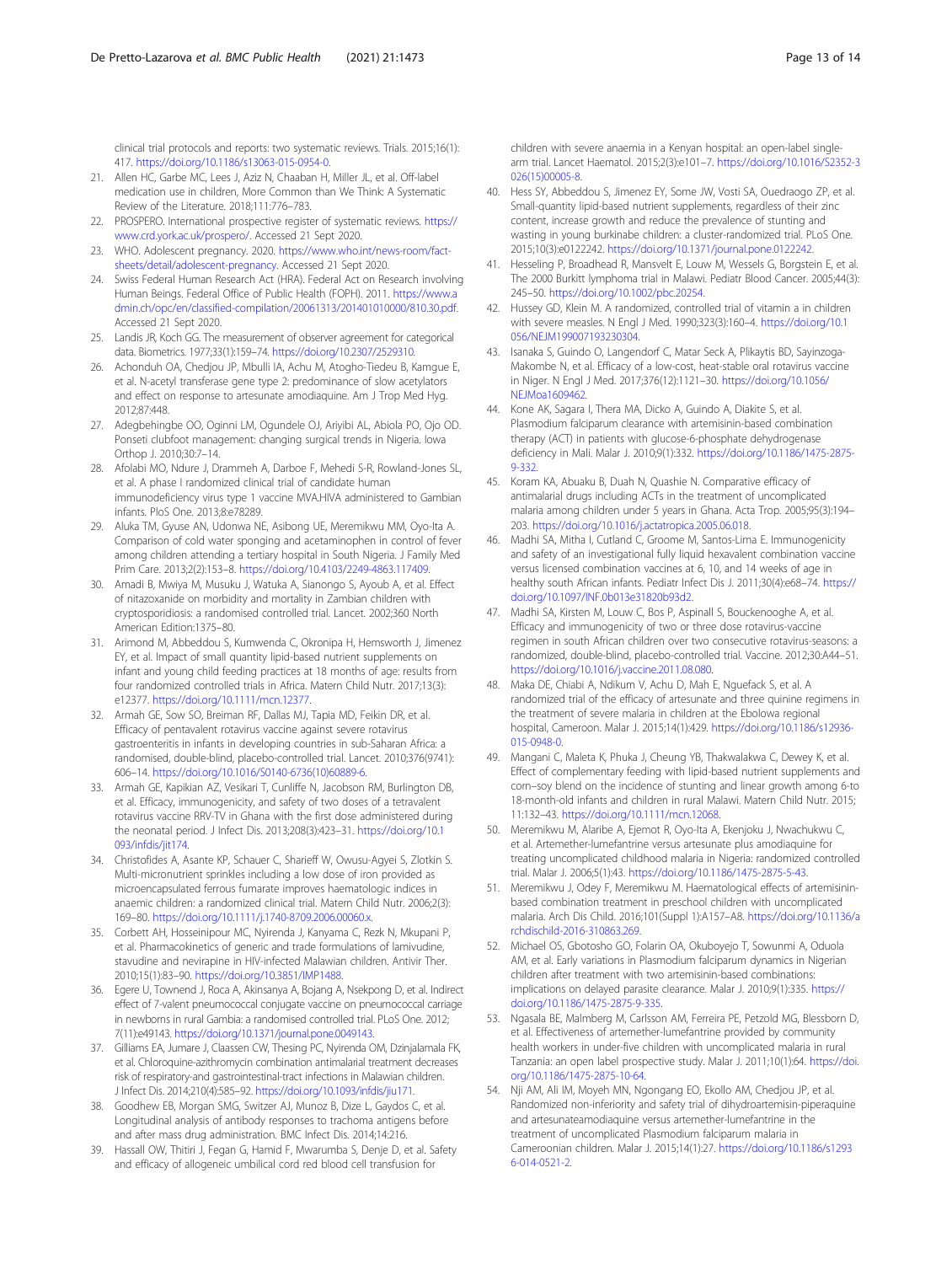clinical trial protocols and reports: two systematic reviews. Trials. 2015;16(1): 417. https://doi.org/10.1186/s13063-015-0954-0.

21. Allen HC, Garbe MC, Lees J, Aziz N, Chaaban H, Miller JL, et al. Off-label medication use in children, More Common than We Think: A Systematic Review of the Literature. 2018;111:776–783.
22. PROSPERO. International prospective register of systematic reviews. https://www.crd.york.ac.uk/prospero/. Accessed 21 Sept 2020.
23. WHO. Adolescent pregnancy. 2020. https://www.who.int/news-room/fact-sheets/detail/adolescent-pregnancy. Accessed 21 Sept 2020.
24. Swiss Federal Human Research Act (HRA). Federal Act on Research involving Human Beings. Federal Office of Public Health (FOPH). 2011. https://www.admin.ch/opc/en/classified-compilation/20061313/201401010000/810.30.pdf. Accessed 21 Sept 2020.
25. Landis JR, Koch GG. The measurement of observer agreement for categorical data. Biometrics. 1977;33(1):159–74. https://doi.org/10.2307/2529310.
26. Achonduh OA, Chedjou JP, Mbulli IA, Achu M, Atogho-Tiedeu B, Kamgue E, et al. N-acetyl transferase gene type 2: predominance of slow acetylators and effect on response to artesunate amodiaquine. Am J Trop Med Hyg. 2012;87:448.
27. Adegbehingbe OO, Oginni LM, Ogundele OJ, Ariyibi AL, Abiola PO, Ojo OD. Ponseti clubfoot management: changing surgical trends in Nigeria. Iowa Orthop J. 2010;30:7–14.
28. Afolabi MO, Ndure J, Drammeh A, Darboe F, Mehedi S-R, Rowland-Jones SL, et al. A phase I randomized clinical trial of candidate human immunodeficiency virus type 1 vaccine MVA.HIVA administered to Gambian infants. PloS One. 2013;8:e78289.
29. Aluka TM, Gyuse AN, Udonwa NE, Asibong UE, Meremikwu MM, Oyo-Ita A. Comparison of cold water sponging and acetaminophen in control of fever among children attending a tertiary hospital in South Nigeria. J Family Med Prim Care. 2013;2(2):153–8. https://doi.org/10.4103/2249-4863.117409.
30. Amadi B, Mwiya M, Musuku J, Watuka A, Sianongo S, Ayoub A, et al. Effect of nitazoxanide on morbidity and mortality in Zambian children with cryptosporidiosis: a randomised controlled trial. Lancet. 2002;360 North American Edition:1375–80.
31. Arimond M, Abbeddou S, Kumwenda C, Okronipa H, Hemsworth J, Jimenez EY, et al. Impact of small quantity lipid-based nutrient supplements on infant and young child feeding practices at 18 months of age: results from four randomized controlled trials in Africa. Matern Child Nutr. 2017;13(3): e12377. https://doi.org/10.1111/mcn.12377.
32. Armah GE, Sow SO, Breiman RF, Dallas MJ, Tapia MD, Feikin DR, et al. Efficacy of pentavalent rotavirus vaccine against severe rotavirus gastroenteritis in infants in developing countries in sub-Saharan Africa: a randomised, double-blind, placebo-controlled trial. Lancet. 2010;376(9741): 606–14. https://doi.org/10.1016/S0140-6736(10)60889-6.
33. Armah GE, Kapikian AZ, Vesikari T, Cunliffe N, Jacobson RM, Burlington DB, et al. Efficacy, immunogenicity, and safety of two doses of a tetravalent rotavirus vaccine RRV-TV in Ghana with the first dose administered during the neonatal period. J Infect Dis. 2013;208(3):423–31. https://doi.org/10.1093/infdis/jit174.
34. Christofides A, Asante KP, Schauer C, Sharieff W, Owusu-Agyei S, Zlotkin S. Multi-micronutrient sprinkles including a low dose of iron provided as microencapsulated ferrous fumarate improves haematologic indices in anaemic children: a randomized clinical trial. Matern Child Nutr. 2006;2(3): 169–80. https://doi.org/10.1111/j.1740-8709.2006.00060.x.
35. Corbett AH, Hosseinipour MC, Nyirenda J, Kanyama C, Rezk N, Mkupani P, et al. Pharmacokinetics of generic and trade formulations of lamivudine, stavudine and nevirapine in HIV-infected Malawian children. Antivir Ther. 2010;15(1):83–90. https://doi.org/10.3851/IMP1488.
36. Egere U, Townend J, Roca A, Akinsanya A, Bojang A, Nsekpong D, et al. Indirect effect of 7-valent pneumococcal conjugate vaccine on pneumococcal carriage in newborns in rural Gambia: a randomised controlled trial. PLoS One. 2012; 7(11):e49143. https://doi.org/10.1371/journal.pone.0049143.
37. Gilliams EA, Jumare J, Claassen CW, Thesing PC, Nyirenda OM, Dzinjalamala FK, et al. Chloroquine-azithromycin combination antimalarial treatment decreases risk of respiratory-and gastrointestinal-tract infections in Malawian children. J Infect Dis. 2014;210(4):585–92. https://doi.org/10.1093/infdis/jiu171.
38. Goodhew EB, Morgan SMG, Switzer AJ, Munoz B, Dize L, Gaydos C, et al. Longitudinal analysis of antibody responses to trachoma antigens before and after mass drug administration. BMC Infect Dis. 2014;14:216.
39. Hassall OW, Thitiri J, Fegan G, Hamid F, Mwarumba S, Denje D, et al. Safety and efficacy of allogeneic umbilical cord red blood cell transfusion for children with severe anaemia in a Kenyan hospital: an open-label single-arm trial. Lancet Haematol. 2015;2(3):e101–7. https://doi.org/10.1016/S2352-3026(15)00005-8.
40. Hess SY, Abbeddou S, Jimenez EY, Some JW, Vosti SA, Ouedraogo ZP, et al. Small-quantity lipid-based nutrient supplements, regardless of their zinc content, increase growth and reduce the prevalence of stunting and wasting in young burkinabe children: a cluster-randomized trial. PLoS One. 2015;10(3):e0122242. https://doi.org/10.1371/journal.pone.0122242.
41. Hesseling P, Broadhead R, Mansvelt E, Louw M, Wessels G, Borgstein E, et al. The 2000 Burkitt lymphoma trial in Malawi. Pediatr Blood Cancer. 2005;44(3): 245–50. https://doi.org/10.1002/pbc.20254.
42. Hussey GD, Klein M. A randomized, controlled trial of vitamin a in children with severe measles. N Engl J Med. 1990;323(3):160–4. https://doi.org/10.1056/NEJM199007193230304.
43. Isanaka S, Guindo O, Langendorf C, Matar Seck A, Plikaytis BD, Sayinzoga-Makombe N, et al. Efficacy of a low-cost, heat-stable oral rotavirus vaccine in Niger. N Engl J Med. 2017;376(12):1121–30. https://doi.org/10.1056/NEJMoa1609462.
44. Kone AK, Sagara I, Thera MA, Dicko A, Guindo A, Diakite S, et al. Plasmodium falciparum clearance with artemisinin-based combination therapy (ACT) in patients with glucose-6-phosphate dehydrogenase deficiency in Mali. Malar J. 2010;9(1):332. https://doi.org/10.1186/1475-2875-9-332.
45. Koram KA, Abuaku B, Duah N, Quashie N. Comparative efficacy of antimalarial drugs including ACTs in the treatment of uncomplicated malaria among children under 5 years in Ghana. Acta Trop. 2005;95(3):194–203. https://doi.org/10.1016/j.actatropica.2005.06.018.
46. Madhi SA, Mitha I, Cutland C, Groome M, Santos-Lima E. Immunogenicity and safety of an investigational fully liquid hexavalent combination vaccine versus licensed combination vaccines at 6, 10, and 14 weeks of age in healthy south African infants. Pediatr Infect Dis J. 2011;30(4):e68–74. https://doi.org/10.1097/INF.0b013e31820b93d2.
47. Madhi SA, Kirsten M, Louw C, Bos P, Aspinall S, Bouckenooghe A, et al. Efficacy and immunogenicity of two or three dose rotavirus-vaccine regimen in south African children over two consecutive rotavirus-seasons: a randomized, double-blind, placebo-controlled trial. Vaccine. 2012;30:A44–51. https://doi.org/10.1016/j.vaccine.2011.08.080.
48. Maka DE, Chiabi A, Ndikum V, Achu D, Mah E, Nguefack S, et al. A randomized trial of the efficacy of artesunate and three quinine regimens in the treatment of severe malaria in children at the Ebolowa regional hospital, Cameroon. Malar J. 2015;14(1):429. https://doi.org/10.1186/s12936-015-0948-0.
49. Mangani C, Maleta K, Phuka J, Cheung YB, Thakwalakwa C, Dewey K, et al. Effect of complementary feeding with lipid-based nutrient supplements and corn–soy blend on the incidence of stunting and linear growth among 6-to 18-month-old infants and children in rural Malawi. Matern Child Nutr. 2015; 11:132–43. https://doi.org/10.1111/mcn.12068.
50. Meremikwu M, Alaribe A, Ejemot R, Oyo-Ita A, Ekenjoku J, Nwachukwu C, et al. Artemether-lumefantrine versus artesunate plus amodiaquine for treating uncomplicated childhood malaria in Nigeria: randomized controlled trial. Malar J. 2006;5(1):43. https://doi.org/10.1186/1475-2875-5-43.
51. Meremikwu J, Odey F, Meremikwu M. Haematological effects of artemisinin-based combination treatment in preschool children with uncomplicated malaria. Arch Dis Child. 2016;101(Suppl 1):A157–A8. https://doi.org/10.1136/archdischild-2016-310863.269.
52. Michael OS, Gbotosho GO, Folarin OA, Okuboyejo T, Sowunmi A, Oduola AM, et al. Early variations in Plasmodium falciparum dynamics in Nigerian children after treatment with two artemisinin-based combinations: implications on delayed parasite clearance. Malar J. 2010;9(1):335. https://doi.org/10.1186/1475-2875-9-335.
53. Ngasala BE, Malmberg M, Carlsson AM, Ferreira PE, Petzold MG, Blessborn D, et al. Effectiveness of artemether-lumefantrine provided by community health workers in under-five children with uncomplicated malaria in rural Tanzania: an open label prospective study. Malar J. 2011;10(1):64. https://doi.org/10.1186/1475-2875-10-64.
54. Nji AM, Ali IM, Moyeh MN, Ngongang EO, Ekollo AM, Chedjou JP, et al. Randomized non-inferiority and safety trial of dihydroartemisin-piperaquine and artesunateamodiaquine versus artemether-lumefantrine in the treatment of uncomplicated Plasmodium falciparum malaria in Cameroonian children. Malar J. 2015;14(1):27. https://doi.org/10.1186/s12936-014-0521-2.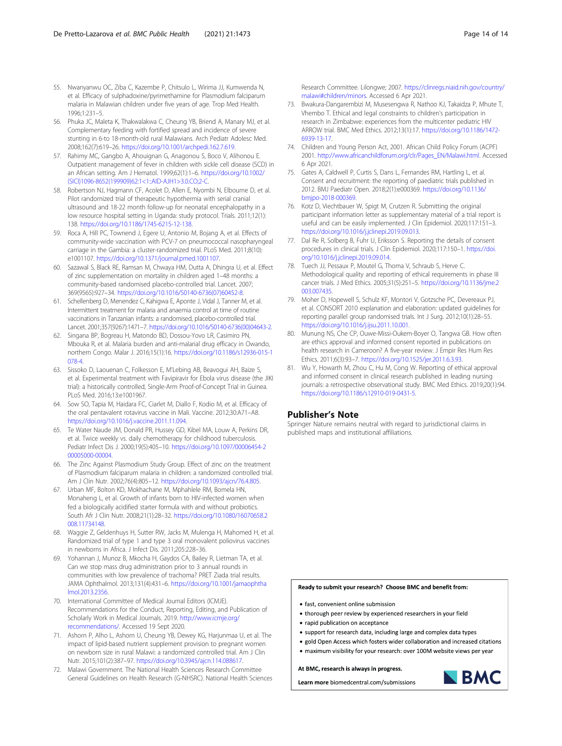55. Nwanyanwu OC, Ziba C, Kazembe P, Chitsulo L, Wirima JJ, Kumwenda N, et al. Efficacy of sulphadoxine/pyrimethamine for Plasmodium falciparum malaria in Malawian children under five years of age. Trop Med Health. 1996;1:231–5.
56. Phuka JC, Maleta K, Thakwalakwa C, Cheung YB, Briend A, Manary MJ, et al. Complementary feeding with fortified spread and incidence of severe stunting in 6-to 18-month-old rural Malawians. Arch Pediatr Adolesc Med. 2008;162(7):619–26. https://doi.org/10.1001/archpedi.162.7.619.
57. Rahimy MC, Gangbo A, Ahouignan G, Anagonou S, Boco V, Alihonou E. Outpatient management of fever in children with sickle cell disease (SCD) in an African setting. Am J Hematol. 1999;62(1):1–6. https://doi.org/10.1002/(SICI)1096-8652(199909)62:1<1::AID-AJH1>3.0.CO;2-C.
58. Robertson NJ, Hagmann CF, Acolet D, Allen E, Nyombi N, Elbourne D, et al. Pilot randomized trial of therapeutic hypothermia with serial cranial ultrasound and 18-22 month follow-up for neonatal encephalopathy in a low resource hospital setting in Uganda: study protocol. Trials. 2011;12(1):138. https://doi.org/10.1186/1745-6215-12-138.
59. Roca A, Hill PC, Townend J, Egere U, Antonio M, Bojang A, et al. Effects of community-wide vaccination with PCV-7 on pneumococcal nasopharyngeal carriage in the Gambia: a cluster-randomized trial. PLoS Med. 2011;8(10):e1001107. https://doi.org/10.1371/journal.pmed.1001107.
60. Sazawal S, Black RE, Ramsan M, Chwaya HM, Dutta A, Dhingra U, et al. Effect of zinc supplementation on mortality in children aged 1–48 months: a community-based randomised placebo-controlled trial. Lancet. 2007;369(9565):927–34. https://doi.org/10.1016/S0140-6736(07)60452-8.
61. Schellenberg D, Menendez C, Kahigwa E, Aponte J, Vidal J, Tanner M, et al. Intermittent treatment for malaria and anaemia control at time of routine vaccinations in Tanzanian infants: a randomised, placebo-controlled trial. Lancet. 2001;357(9267):1471–7. https://doi.org/10.1016/S0140-6736(00)04643-2.
62. Singana BP, Bogreau H, Matondo BD, Dossou-Yovo LR, Casimiro PN, Mbouka R, et al. Malaria burden and anti-malarial drug efficacy in Owando, northern Congo. Malar J. 2016;15(1):16. https://doi.org/10.1186/s12936-015-1078-4.
63. Sissoko D, Laouenan C, Folkesson E, M'Lebing AB, Beavogui AH, Baize S, et al. Experimental treatment with Favipiravir for Ebola virus disease (the JIKI trial): a historically controlled, Single-Arm Proof-of-Concept Trial in Guinea. PLoS Med. 2016;13:e1001967.
64. Sow SO, Tapia M, Haidara FC, Ciarlet M, Diallo F, Kodio M, et al. Efficacy of the oral pentavalent rotavirus vaccine in Mali. Vaccine. 2012;30:A71–A8. https://doi.org/10.1016/j.vaccine.2011.11.094.
65. Te Water Naude JM, Donald PR, Hussey GD, Kibel MA, Louw A, Perkins DR, et al. Twice weekly vs. daily chemotherapy for childhood tuberculosis. Pediatr Infect Dis J. 2000;19(5):405–10. https://doi.org/10.1097/00006454-200005000-00004.
66. The Zinc Against Plasmodium Study Group. Effect of zinc on the treatment of Plasmodium falciparum malaria in children: a randomized controlled trial. Am J Clin Nutr. 2002;76(4):805–12. https://doi.org/10.1093/ajcn/76.4.805.
67. Urban MF, Bolton KD, Mokhachane M, Mphahlele RM, Bomela HN, Monaheng L, et al. Growth of infants born to HIV-infected women when fed a biologically acidified starter formula with and without probiotics. South Afr J Clin Nutr. 2008;21(1):28–32. https://doi.org/10.1080/16070658.2008.11734148.
68. Waggie Z, Geldenhuys H, Sutter RW, Jacks M, Mulenga H, Mahomed H, et al. Randomized trial of type 1 and type 3 oral monovalent poliovirus vaccines in newborns in Africa. J Infect Dis. 2011;205:228–36.
69. Yohannan J, Munoz B, Mkocha H, Gaydos CA, Bailey R, Lietman TA, et al. Can we stop mass drug administration prior to 3 annual rounds in communities with low prevalence of trachoma? PRET Ziada trial results. JAMA Ophthalmol. 2013;131(4):431–6. https://doi.org/10.1001/jamaophthalmol.2013.2356.
70. International Committee of Medical Journal Editors (ICMJE). Recommendations for the Conduct, Reporting, Editing, and Publication of Scholarly Work in Medical Journals. 2019. http://www.icmje.org/recommendations/. Accessed 19 Sept 2020.
71. Ashorn P, Alho L, Ashorn U, Cheung YB, Dewey KG, Harjunmaa U, et al. The impact of lipid-based nutrient supplement provision to pregnant women on newborn size in rural Malawi: a randomized controlled trial. Am J Clin Nutr. 2015;101(2):387–97. https://doi.org/10.3945/ajcn.114.088617.
72. Malawi Government. The National Health Sciences Research Committee General Guidelines on Health Research (G-NHSRC). National Health Sciences Research Committee. Lilongwe; 2007. https://clinregs.niaid.nih.gov/country/malawi#children/minors. Accessed 6 Apr 2021.
73. Bwakura-Dangarembizi M, Musesengwa R, Nathoo KJ, Takaidza P, Mhute T, Vhembo T. Ethical and legal constraints to children's participation in research in Zimbabwe: experiences from the multicenter pediatric HIV ARROW trial. BMC Med Ethics. 2012;13(1):17. https://doi.org/10.1186/1472-6939-13-17.
74. Children and Young Person Act, 2001. African Child Policy Forum (ACPF) 2001. http://www.africanchildforum.org/clr/Pages_EN/Malawi.html. Accessed 6 Apr 2021.
75. Gates A, Caldwell P, Curtis S, Dans L, Fernandes RM, Hartling L, et al. Consent and recruitment: the reporting of paediatric trials published in 2012. BMJ Paediatr Open. 2018;2(1):e000369. https://doi.org/10.1136/bmjpo-2018-000369.
76. Kotz D, Viechtbauer W, Spigt M, Crutzen R. Submitting the original participant information letter as supplementary material of a trial report is useful and can be easily implemented. J Clin Epidemiol. 2020;117:151–3. https://doi.org/10.1016/j.jclinepi.2019.09.013.
77. Dal Re R, Solberg B, Fuhr U, Eriksson S. Reporting the details of consent procedures in clinical trials. J Clin Epidemiol. 2020;117:150–1. https://doi.org/10.1016/j.jclinepi.2019.09.014.
78. Tuech JJ, Pessaux P, Moutel G, Thoma V, Schraub S, Herve C. Methodological quality and reporting of ethical requirements in phase III cancer trials. J Med Ethics. 2005;31(5):251–5. https://doi.org/10.1136/jme.2003.007435.
79. Moher D, Hopewell S, Schulz KF, Montori V, Gotzsche PC, Devereaux PJ, et al. CONSORT 2010 explanation and elaboration: updated guidelines for reporting parallel group randomised trials. Int J Surg. 2012;10(1):28–55. https://doi.org/10.1016/j.ijsu.2011.10.001.
80. Munung NS, Che CP, Ouwe-Missi-Oukem-Boyer O, Tangwa GB. How often are ethics approval and informed consent reported in publications on health research in Cameroon? A five-year review. J Empir Res Hum Res Ethics. 2011;6(3):93–7. https://doi.org/10.1525/jer.2011.6.3.93.
81. Wu Y, Howarth M, Zhou C, Hu M, Cong W. Reporting of ethical approval and informed consent in clinical research published in leading nursing journals: a retrospective observational study. BMC Med Ethics. 2019;20(1):94. https://doi.org/10.1186/s12910-019-0431-5.

## Publisher's Note

Springer Nature remains neutral with regard to jurisdictional claims in published maps and institutional affiliations.

**Ready to submit your research? Choose BMC and benefit from:**

- fast, convenient online submission
- thorough peer review by experienced researchers in your field
- rapid publication on acceptance
- support for research data, including large and complex data types
- gold Open Access which fosters wider collaboration and increased citations
- maximum visibility for your research: over 100M website views per year

**At BMC, research is always in progress.**

**Learn more** biomedcentral.com/submissions